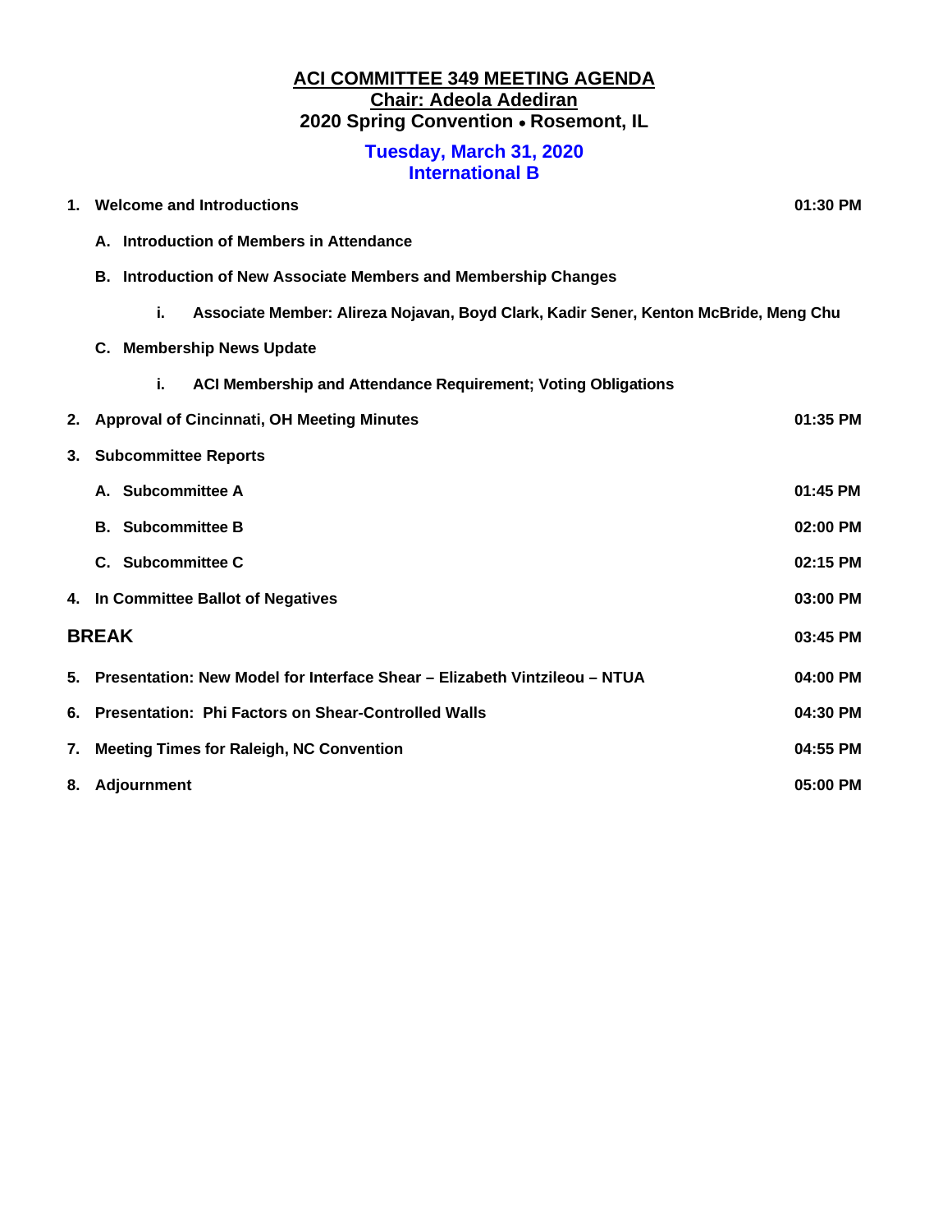# ACI COMMITTEE 349 MEETING AGENDA

## Chair: Adeola Adediran

## 2020 Spring Convention • Rosemont, IL

### Tuesday, March 31, 2020
### International B

| | | |
|---|---|---|
| **1.** | **Welcome and Introductions** | **01:30 PM** |
| | **A. Introduction of Members in Attendance** | |
| | **B. Introduction of New Associate Members and Membership Changes** | |
| | **i. Associate Member: Alireza Nojavan, Boyd Clark, Kadir Sener, Kenton McBride, Meng Chu** | |
| | **C. Membership News Update** | |
| | **i. ACI Membership and Attendance Requirement; Voting Obligations** | |
| **2.** | **Approval of Cincinnati, OH Meeting Minutes** | **01:35 PM** |
| **3.** | **Subcommittee Reports** | |
| | **A. Subcommittee A** | **01:45 PM** |
| | **B. Subcommittee B** | **02:00 PM** |
| | **C. Subcommittee C** | **02:15 PM** |
| **4.** | **In Committee Ballot of Negatives** | **03:00 PM** |
| **BREAK** | | **03:45 PM** |
| **5.** | **Presentation: New Model for Interface Shear – Elizabeth Vintzileou – NTUA** | **04:00 PM** |
| **6.** | **Presentation: Phi Factors on Shear-Controlled Walls** | **04:30 PM** |
| **7.** | **Meeting Times for Raleigh, NC Convention** | **04:55 PM** |
| **8.** | **Adjournment** | **05:00 PM** |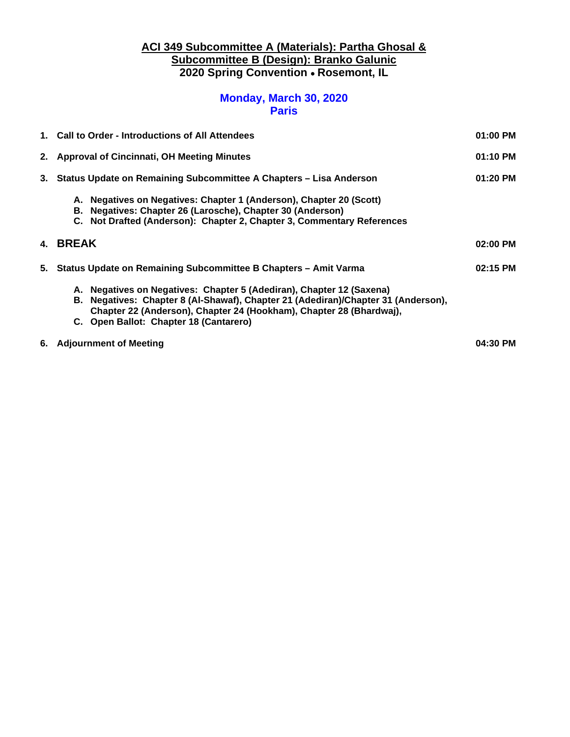# ACI 349 Subcommittee A (Materials): Partha Ghosal & Subcommittee B (Design): Branko Galunic

## 2020 Spring Convention • Rosemont, IL

### Monday, March 30, 2020

### Paris

| | | |
|---|---|---|
| **1.** | **Call to Order - Introductions of All Attendees** | **01:00 PM** |
| **2.** | **Approval of Cincinnati, OH Meeting Minutes** | **01:10 PM** |
| **3.** | **Status Update on Remaining Subcommittee A Chapters – Lisa Anderson** | **01:20 PM** |
| **4.** | **BREAK** | **02:00 PM** |
| **5.** | **Status Update on Remaining Subcommittee B Chapters – Amit Varma** | **02:15 PM** |
| **6.** | **Adjournment of Meeting** | **04:30 PM** |

Item 3 sub-items:

- **A. Negatives on Negatives: Chapter 1 (Anderson), Chapter 20 (Scott)**
- **B. Negatives: Chapter 26 (Larosche), Chapter 30 (Anderson)**
- **C. Not Drafted (Anderson): Chapter 2, Chapter 3, Commentary References**

Item 5 sub-items:

- **A. Negatives on Negatives: Chapter 5 (Adediran), Chapter 12 (Saxena)**
- **B. Negatives: Chapter 8 (Al-Shawaf), Chapter 21 (Adediran)/Chapter 31 (Anderson), Chapter 22 (Anderson), Chapter 24 (Hookham), Chapter 28 (Bhardwaj),**
- **C. Open Ballot: Chapter 18 (Cantarero)**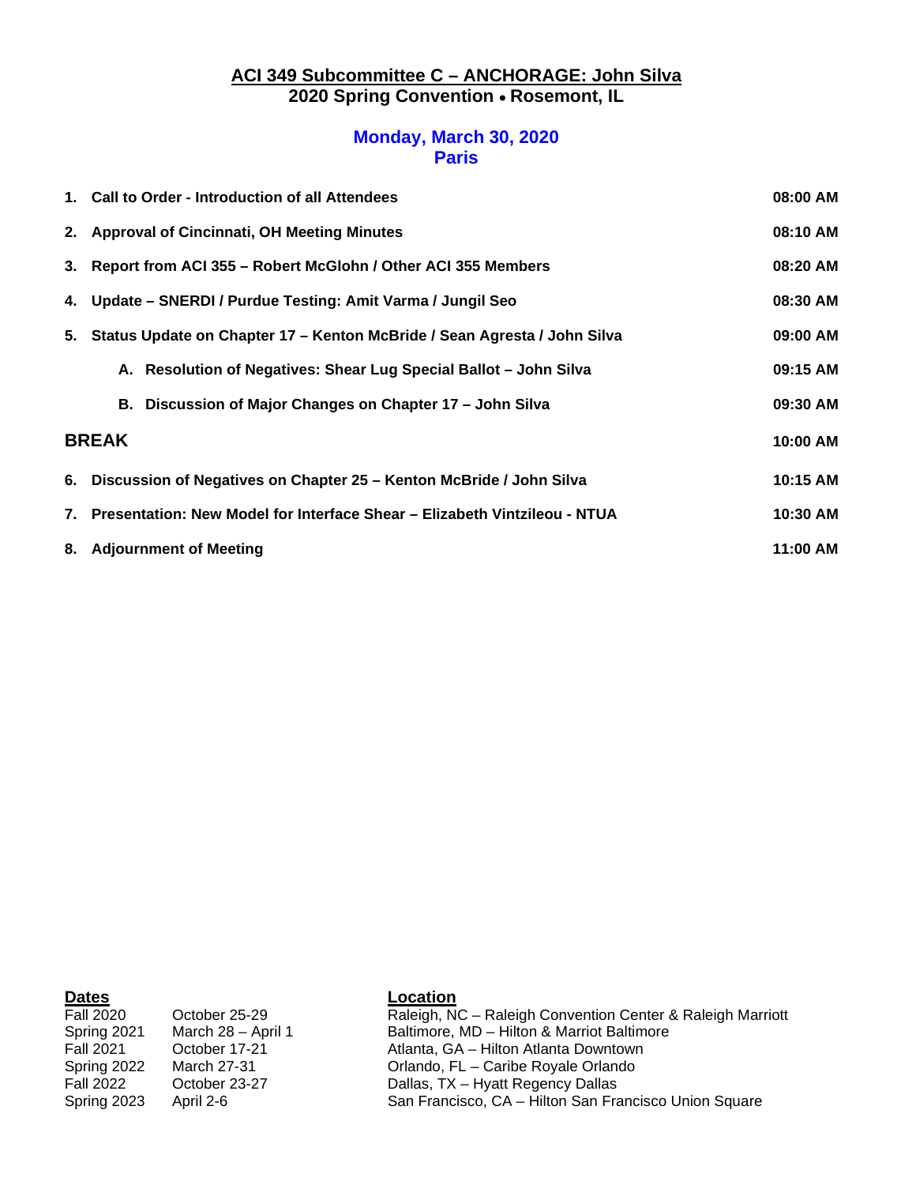## ACI 349 Subcommittee C – ANCHORAGE: John Silva

**2020 Spring Convention • Rosemont, IL**

**Monday, March 30, 2020**
**Paris**

| | |
|---|---|
| **1. Call to Order - Introduction of all Attendees** | **08:00 AM** |
| **2. Approval of Cincinnati, OH Meeting Minutes** | **08:10 AM** |
| **3. Report from ACI 355 – Robert McGlohn / Other ACI 355 Members** | **08:20 AM** |
| **4. Update – SNERDI / Purdue Testing: Amit Varma / Jungil Seo** | **08:30 AM** |
| **5. Status Update on Chapter 17 – Kenton McBride / Sean Agresta / John Silva** | **09:00 AM** |
| **A. Resolution of Negatives: Shear Lug Special Ballot – John Silva** | **09:15 AM** |
| **B. Discussion of Major Changes on Chapter 17 – John Silva** | **09:30 AM** |
| **BREAK** | **10:00 AM** |
| **6. Discussion of Negatives on Chapter 25 – Kenton McBride / John Silva** | **10:15 AM** |
| **7. Presentation: New Model for Interface Shear – Elizabeth Vintzileou - NTUA** | **10:30 AM** |
| **8. Adjournment of Meeting** | **11:00 AM** |

| Dates | | Location |
|---|---|---|
| Fall 2020 | October 25-29 | Raleigh, NC – Raleigh Convention Center & Raleigh Marriott |
| Spring 2021 | March 28 – April 1 | Baltimore, MD – Hilton & Marriot Baltimore |
| Fall 2021 | October 17-21 | Atlanta, GA – Hilton Atlanta Downtown |
| Spring 2022 | March 27-31 | Orlando, FL – Caribe Royale Orlando |
| Fall 2022 | October 23-27 | Dallas, TX – Hyatt Regency Dallas |
| Spring 2023 | April 2-6 | San Francisco, CA – Hilton San Francisco Union Square |